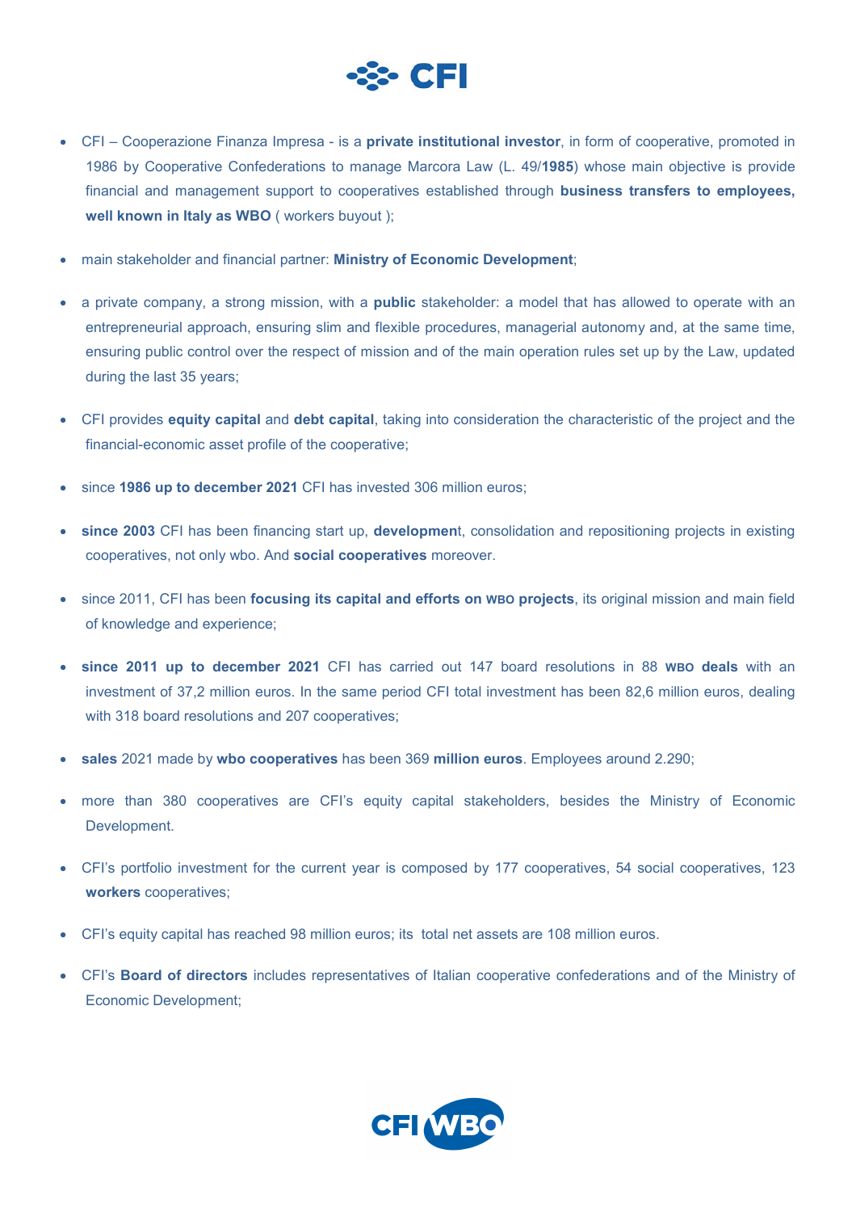# CFI

- CFI – Cooperazione Finanza Impresa - is a **private institutional investor**, in form of cooperative, promoted in 1986 by Cooperative Confederations to manage Marcora Law (L. 49/**1985**) whose main objective is provide financial and management support to cooperatives established through **business transfers to employees, well known in Italy as WBO** ( workers buyout );

- main stakeholder and financial partner: **Ministry of Economic Development**;

- a private company, a strong mission, with a **public** stakeholder: a model that has allowed to operate with an entrepreneurial approach, ensuring slim and flexible procedures, managerial autonomy and, at the same time, ensuring public control over the respect of mission and of the main operation rules set up by the Law, updated during the last 35 years;

- CFI provides **equity capital** and **debt capital**, taking into consideration the characteristic of the project and the financial-economic asset profile of the cooperative;

- since **1986 up to december 2021** CFI has invested 306 million euros;

- **since 2003** CFI has been financing start up, **developmen**t, consolidation and repositioning projects in existing cooperatives, not only wbo. And **social cooperatives** moreover.

- since 2011, CFI has been **focusing its capital and efforts on WBO projects**, its original mission and main field of knowledge and experience;

- **since 2011 up to december 2021** CFI has carried out 147 board resolutions in 88 **WBO deals** with an investment of 37,2 million euros. In the same period CFI total investment has been 82,6 million euros, dealing with 318 board resolutions and 207 cooperatives;

- **sales** 2021 made by **wbo cooperatives** has been 369 **million euros**. Employees around 2.290;

- more than 380 cooperatives are CFI's equity capital stakeholders, besides the Ministry of Economic Development.

- CFI's portfolio investment for the current year is composed by 177 cooperatives, 54 social cooperatives, 123 **workers** cooperatives;

- CFI's equity capital has reached 98 million euros; its total net assets are 108 million euros.

- CFI's **Board of directors** includes representatives of Italian cooperative confederations and of the Ministry of Economic Development;

CFI WBO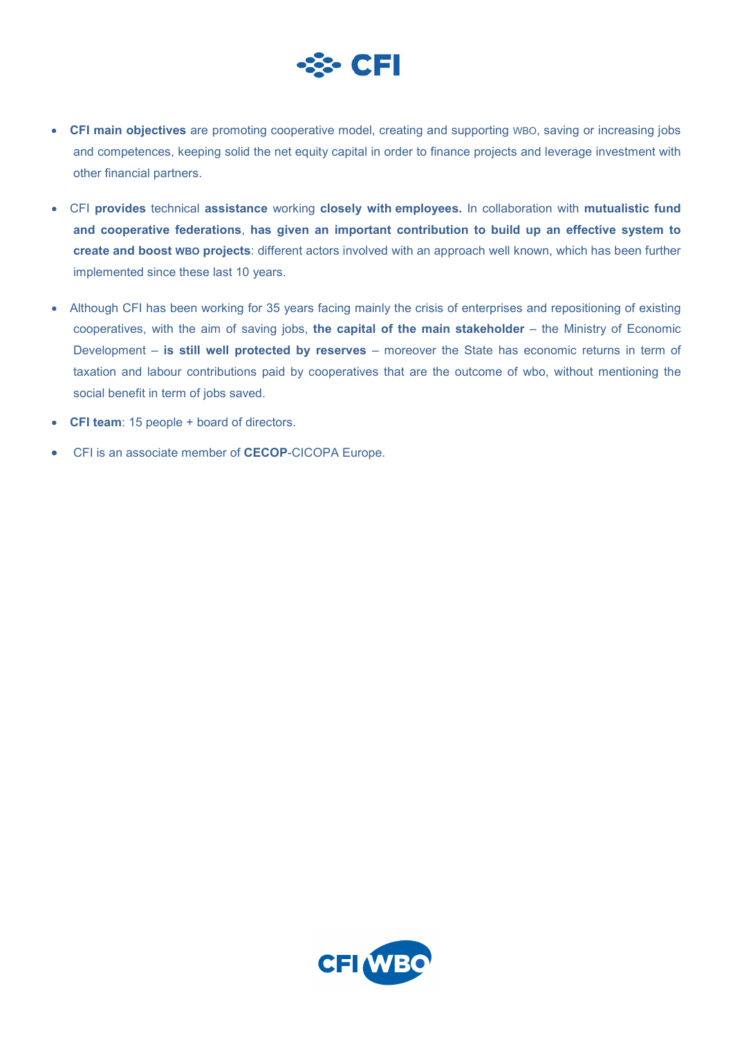- **CFI main objectives** are promoting cooperative model, creating and supporting WBO, saving or increasing jobs and competences, keeping solid the net equity capital in order to finance projects and leverage investment with other financial partners.

- CFI **provides** technical **assistance** working **closely with employees.** In collaboration with **mutualistic fund and cooperative federations**, **has given an important contribution to build up an effective system to create and boost WBO projects**: different actors involved with an approach well known, which has been further implemented since these last 10 years.

- Although CFI has been working for 35 years facing mainly the crisis of enterprises and repositioning of existing cooperatives, with the aim of saving jobs, **the capital of the main stakeholder** – the Ministry of Economic Development – **is still well protected by reserves** – moreover the State has economic returns in term of taxation and labour contributions paid by cooperatives that are the outcome of wbo, without mentioning the social benefit in term of jobs saved.

- **CFI team**: 15 people + board of directors.

- CFI is an associate member of **CECOP**-CICOPA Europe.